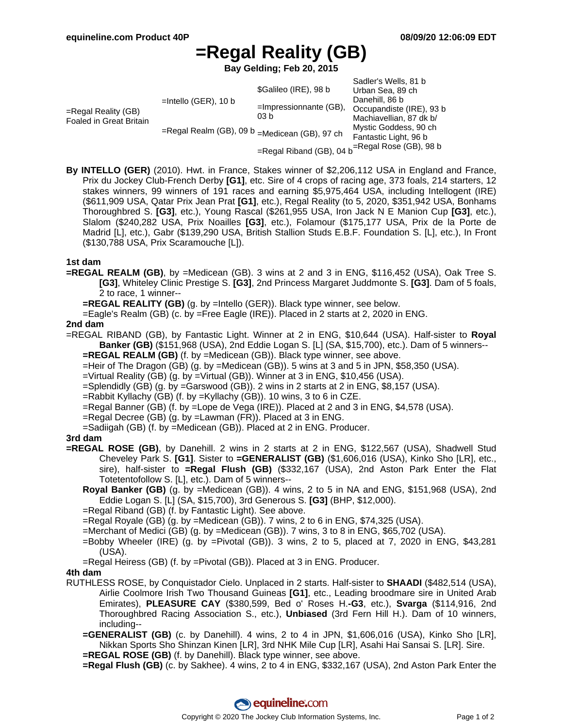# =Regal Reality (GB)

**Bay Gelding; Feb 20, 2015**

| | | | |
|---|---|---|---|
| =Regal Reality (GB) Foaled in Great Britain | =Intello (GER), 10 b | $Galileo (IRE), 98 b | Sadler's Wells, 81 b |
| | | | Urban Sea, 89 ch |
| | | =Impressionnante (GB), 03 b | Danehill, 86 b |
| | | | Occupandiste (IRE), 93 b |
| | =Regal Realm (GB), 09 b | =Medicean (GB), 97 ch | Machiavellian, 87 dk b/ |
| | | | Mystic Goddess, 90 ch |
| | | =Regal Riband (GB), 04 b | Fantastic Light, 96 b |
| | | | =Regal Rose (GB), 98 b |

**By INTELLO (GER)** (2010). Hwt. in France, Stakes winner of $2,206,112 USA in England and France, Prix du Jockey Club-French Derby **[G1]**, etc. Sire of 4 crops of racing age, 373 foals, 214 starters, 12 stakes winners, 99 winners of 191 races and earning $5,975,464 USA, including Intellogent (IRE) ($611,909 USA, Qatar Prix Jean Prat **[G1]**, etc.), Regal Reality (to 5, 2020, $351,942 USA, Bonhams Thoroughbred S. **[G3]**, etc.), Young Rascal ($261,955 USA, Iron Jack N E Manion Cup **[G3]**, etc.), Slalom ($240,282 USA, Prix Noailles **[G3]**, etc.), Folamour ($175,177 USA, Prix de la Porte de Madrid [L], etc.), Gabr ($139,290 USA, British Stallion Studs E.B.F. Foundation S. [L], etc.), In Front ($130,788 USA, Prix Scaramouche [L]).

### 1st dam

**=REGAL REALM (GB)**, by =Medicean (GB). 3 wins at 2 and 3 in ENG, $116,452 (USA), Oak Tree S. **[G3]**, Whiteley Clinic Prestige S. **[G3]**, 2nd Princess Margaret Juddmonte S. **[G3]**. Dam of 5 foals, 2 to race, 1 winner--

- **=REGAL REALITY (GB)** (g. by =Intello (GER)). Black type winner, see below.
- =Eagle's Realm (GB) (c. by =Free Eagle (IRE)). Placed in 2 starts at 2, 2020 in ENG.

### 2nd dam

=REGAL RIBAND (GB), by Fantastic Light. Winner at 2 in ENG, $10,644 (USA). Half-sister to **Royal Banker (GB)** ($151,968 (USA), 2nd Eddie Logan S. [L] (SA, $15,700), etc.). Dam of 5 winners--

- **=REGAL REALM (GB)** (f. by =Medicean (GB)). Black type winner, see above.
- =Heir of The Dragon (GB) (g. by =Medicean (GB)). 5 wins at 3 and 5 in JPN, $58,350 (USA).
- =Virtual Reality (GB) (g. by =Virtual (GB)). Winner at 3 in ENG, $10,456 (USA).
- =Splendidly (GB) (g. by =Garswood (GB)). 2 wins in 2 starts at 2 in ENG, $8,157 (USA).
- =Rabbit Kyllachy (GB) (f. by =Kyllachy (GB)). 10 wins, 3 to 6 in CZE.
- =Regal Banner (GB) (f. by =Lope de Vega (IRE)). Placed at 2 and 3 in ENG, $4,578 (USA).
- =Regal Decree (GB) (g. by =Lawman (FR)). Placed at 3 in ENG.
- =Sadiigah (GB) (f. by =Medicean (GB)). Placed at 2 in ENG. Producer.

### 3rd dam

**=REGAL ROSE (GB)**, by Danehill. 2 wins in 2 starts at 2 in ENG, $122,567 (USA), Shadwell Stud Cheveley Park S. **[G1]**. Sister to **=GENERALIST (GB)** ($1,606,016 (USA), Kinko Sho [LR], etc., sire), half-sister to **=Regal Flush (GB)** ($332,167 (USA), 2nd Aston Park Enter the Totetentofollow S. [L], etc.). Dam of 5 winners--

- **Royal Banker (GB)** (g. by =Medicean (GB)). 4 wins, 2 to 5 in NA and ENG, $151,968 (USA), 2nd Eddie Logan S. [L] (SA, $15,700), 3rd Generous S. **[G3]** (BHP, $12,000).
- =Regal Riband (GB) (f. by Fantastic Light). See above.
- =Regal Royale (GB) (g. by =Medicean (GB)). 7 wins, 2 to 6 in ENG, $74,325 (USA).
- =Merchant of Medici (GB) (g. by =Medicean (GB)). 7 wins, 3 to 8 in ENG, $65,702 (USA).
- =Bobby Wheeler (IRE) (g. by =Pivotal (GB)). 3 wins, 2 to 5, placed at 7, 2020 in ENG, $43,281 (USA).
- =Regal Heiress (GB) (f. by =Pivotal (GB)). Placed at 3 in ENG. Producer.

### 4th dam

RUTHLESS ROSE, by Conquistador Cielo. Unplaced in 2 starts. Half-sister to **SHAADI** ($482,514 (USA), Airlie Coolmore Irish Two Thousand Guineas **[G1]**, etc., Leading broodmare sire in United Arab Emirates), **PLEASURE CAY** ($380,599, Bed o' Roses H.**-G3**, etc.), **Svarga** ($114,916, 2nd Thoroughbred Racing Association S., etc.), **Unbiased** (3rd Fern Hill H.). Dam of 10 winners, including--

- **=GENERALIST (GB)** (c. by Danehill). 4 wins, 2 to 4 in JPN, $1,606,016 (USA), Kinko Sho [LR], Nikkan Sports Sho Shinzan Kinen [LR], 3rd NHK Mile Cup [LR], Asahi Hai Sansai S. [LR]. Sire.
- **=REGAL ROSE (GB)** (f. by Danehill). Black type winner, see above.
- **=Regal Flush (GB)** (c. by Sakhee). 4 wins, 2 to 4 in ENG, $332,167 (USA), 2nd Aston Park Enter the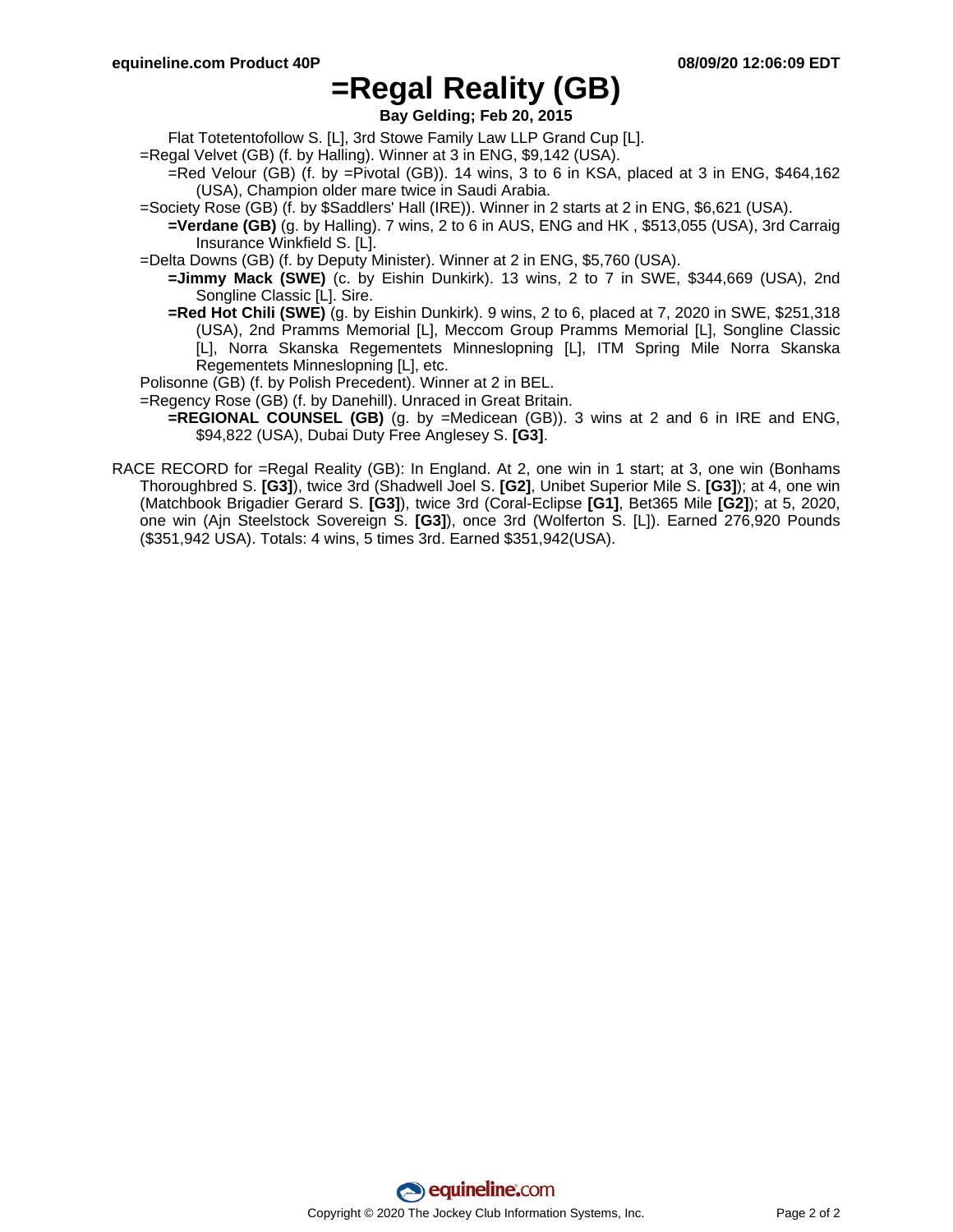# =Regal Reality (GB)

**Bay Gelding; Feb 20, 2015**

Flat Totetentofollow S. [L], 3rd Stowe Family Law LLP Grand Cup [L].

=Regal Velvet (GB) (f. by Halling). Winner at 3 in ENG, $9,142 (USA).

=Red Velour (GB) (f. by =Pivotal (GB)). 14 wins, 3 to 6 in KSA, placed at 3 in ENG, $464,162 (USA), Champion older mare twice in Saudi Arabia.

=Society Rose (GB) (f. by $Saddlers' Hall (IRE)). Winner in 2 starts at 2 in ENG, $6,621 (USA).

**=Verdane (GB)** (g. by Halling). 7 wins, 2 to 6 in AUS, ENG and HK , $513,055 (USA), 3rd Carraig Insurance Winkfield S. [L].

=Delta Downs (GB) (f. by Deputy Minister). Winner at 2 in ENG, $5,760 (USA).

**=Jimmy Mack (SWE)** (c. by Eishin Dunkirk). 13 wins, 2 to 7 in SWE, $344,669 (USA), 2nd Songline Classic [L]. Sire.

**=Red Hot Chili (SWE)** (g. by Eishin Dunkirk). 9 wins, 2 to 6, placed at 7, 2020 in SWE, $251,318 (USA), 2nd Pramms Memorial [L], Meccom Group Pramms Memorial [L], Songline Classic [L], Norra Skanska Regementets Minneslopning [L], ITM Spring Mile Norra Skanska Regementets Minneslopning [L], etc.

Polisonne (GB) (f. by Polish Precedent). Winner at 2 in BEL.

=Regency Rose (GB) (f. by Danehill). Unraced in Great Britain.

**=REGIONAL COUNSEL (GB)** (g. by =Medicean (GB)). 3 wins at 2 and 6 in IRE and ENG, $94,822 (USA), Dubai Duty Free Anglesey S. **[G3]**.

RACE RECORD for =Regal Reality (GB): In England. At 2, one win in 1 start; at 3, one win (Bonhams Thoroughbred S. **[G3]**), twice 3rd (Shadwell Joel S. **[G2]**, Unibet Superior Mile S. **[G3]**); at 4, one win (Matchbook Brigadier Gerard S. **[G3]**), twice 3rd (Coral-Eclipse **[G1]**, Bet365 Mile **[G2]**); at 5, 2020, one win (Ajn Steelstock Sovereign S. **[G3]**), once 3rd (Wolferton S. [L]). Earned 276,920 Pounds ($351,942 USA). Totals: 4 wins, 5 times 3rd. Earned $351,942(USA).